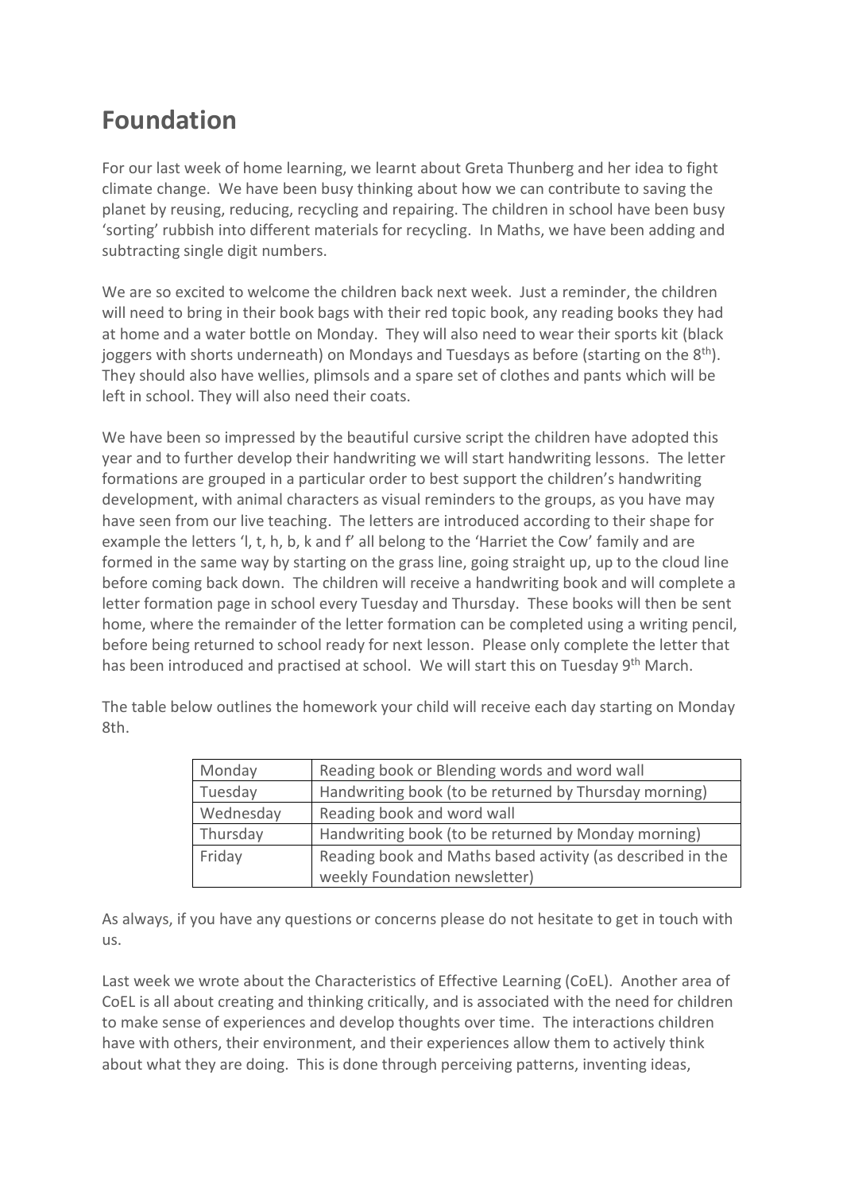# Foundation

For our last week of home learning, we learnt about Greta Thunberg and her idea to fight climate change. We have been busy thinking about how we can contribute to saving the planet by reusing, reducing, recycling and repairing. The children in school have been busy 'sorting' rubbish into different materials for recycling. In Maths, we have been adding and subtracting single digit numbers.

We are so excited to welcome the children back next week. Just a reminder, the children will need to bring in their book bags with their red topic book, any reading books they had at home and a water bottle on Monday. They will also need to wear their sports kit (black joggers with shorts underneath) on Mondays and Tuesdays as before (starting on the 8th). They should also have wellies, plimsols and a spare set of clothes and pants which will be left in school. They will also need their coats.

We have been so impressed by the beautiful cursive script the children have adopted this year and to further develop their handwriting we will start handwriting lessons. The letter formations are grouped in a particular order to best support the children's handwriting development, with animal characters as visual reminders to the groups, as you have may have seen from our live teaching. The letters are introduced according to their shape for example the letters 'l, t, h, b, k and f' all belong to the 'Harriet the Cow' family and are formed in the same way by starting on the grass line, going straight up, up to the cloud line before coming back down. The children will receive a handwriting book and will complete a letter formation page in school every Tuesday and Thursday. These books will then be sent home, where the remainder of the letter formation can be completed using a writing pencil, before being returned to school ready for next lesson. Please only complete the letter that has been introduced and practised at school. We will start this on Tuesday 9th March.

The table below outlines the homework your child will receive each day starting on Monday 8th.

| Day | Homework |
|---|---|
| Monday | Reading book or Blending words and word wall |
| Tuesday | Handwriting book (to be returned by Thursday morning) |
| Wednesday | Reading book and word wall |
| Thursday | Handwriting book (to be returned by Monday morning) |
| Friday | Reading book and Maths based activity (as described in the weekly Foundation newsletter) |

As always, if you have any questions or concerns please do not hesitate to get in touch with us.

Last week we wrote about the Characteristics of Effective Learning (CoEL). Another area of CoEL is all about creating and thinking critically, and is associated with the need for children to make sense of experiences and develop thoughts over time. The interactions children have with others, their environment, and their experiences allow them to actively think about what they are doing. This is done through perceiving patterns, inventing ideas,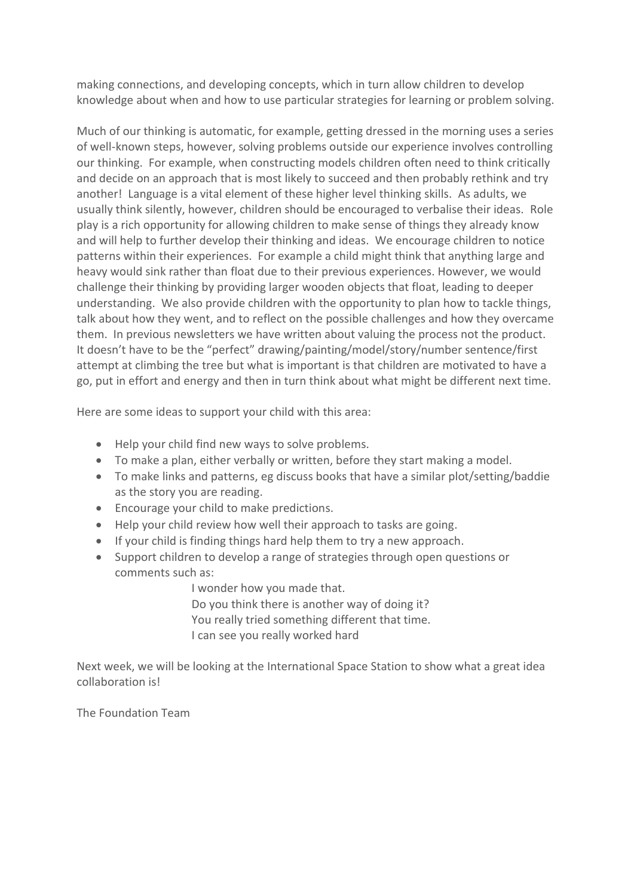making connections, and developing concepts, which in turn allow children to develop knowledge about when and how to use particular strategies for learning or problem solving.

Much of our thinking is automatic, for example, getting dressed in the morning uses a series of well-known steps, however, solving problems outside our experience involves controlling our thinking. For example, when constructing models children often need to think critically and decide on an approach that is most likely to succeed and then probably rethink and try another! Language is a vital element of these higher level thinking skills. As adults, we usually think silently, however, children should be encouraged to verbalise their ideas. Role play is a rich opportunity for allowing children to make sense of things they already know and will help to further develop their thinking and ideas. We encourage children to notice patterns within their experiences. For example a child might think that anything large and heavy would sink rather than float due to their previous experiences. However, we would challenge their thinking by providing larger wooden objects that float, leading to deeper understanding. We also provide children with the opportunity to plan how to tackle things, talk about how they went, and to reflect on the possible challenges and how they overcame them. In previous newsletters we have written about valuing the process not the product. It doesn't have to be the "perfect" drawing/painting/model/story/number sentence/first attempt at climbing the tree but what is important is that children are motivated to have a go, put in effort and energy and then in turn think about what might be different next time.

Here are some ideas to support your child with this area:

- Help your child find new ways to solve problems.
- To make a plan, either verbally or written, before they start making a model.
- To make links and patterns, eg discuss books that have a similar plot/setting/baddie as the story you are reading.
- Encourage your child to make predictions.
- Help your child review how well their approach to tasks are going.
- If your child is finding things hard help them to try a new approach.
- Support children to develop a range of strategies through open questions or comments such as:

  I wonder how you made that.  
  Do you think there is another way of doing it?  
  You really tried something different that time.  
  I can see you really worked hard

Next week, we will be looking at the International Space Station to show what a great idea collaboration is!

The Foundation Team